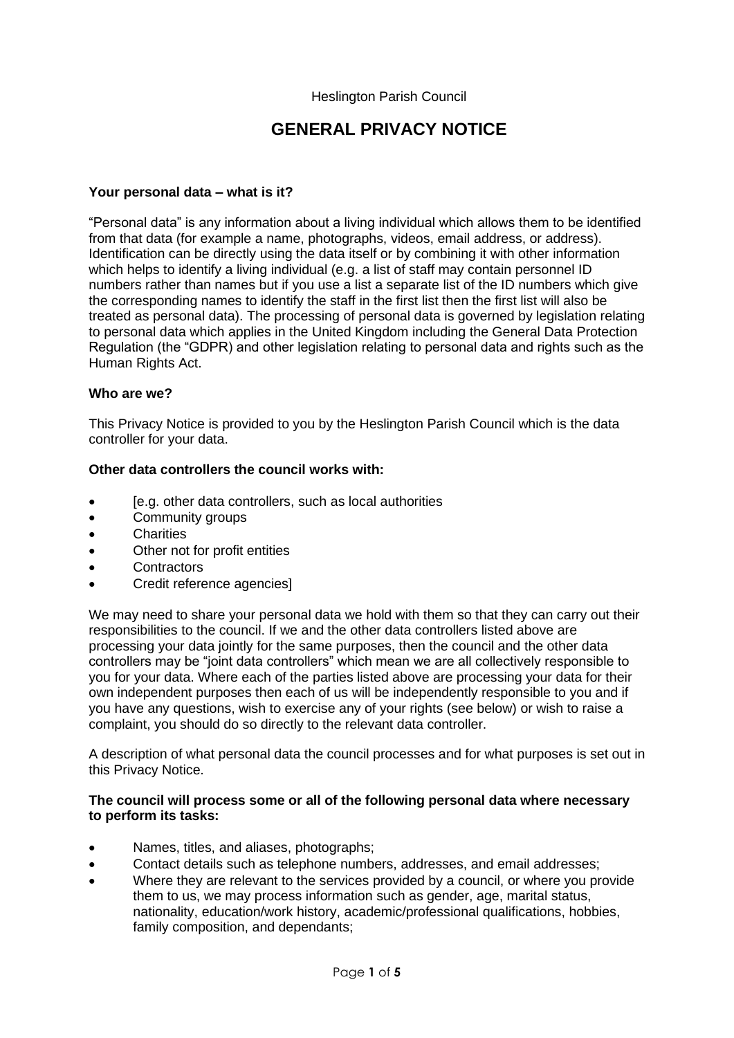Heslington Parish Council

# GENERAL PRIVACY NOTICE

**Your personal data – what is it?**

"Personal data" is any information about a living individual which allows them to be identified from that data (for example a name, photographs, videos, email address, or address). Identification can be directly using the data itself or by combining it with other information which helps to identify a living individual (e.g. a list of staff may contain personnel ID numbers rather than names but if you use a list a separate list of the ID numbers which give the corresponding names to identify the staff in the first list then the first list will also be treated as personal data). The processing of personal data is governed by legislation relating to personal data which applies in the United Kingdom including the General Data Protection Regulation (the "GDPR) and other legislation relating to personal data and rights such as the Human Rights Act.

**Who are we?**

This Privacy Notice is provided to you by the Heslington Parish Council which is the data controller for your data.

**Other data controllers the council works with:**

- [e.g. other data controllers, such as local authorities
- Community groups
- Charities
- Other not for profit entities
- Contractors
- Credit reference agencies]

We may need to share your personal data we hold with them so that they can carry out their responsibilities to the council. If we and the other data controllers listed above are processing your data jointly for the same purposes, then the council and the other data controllers may be "joint data controllers" which mean we are all collectively responsible to you for your data. Where each of the parties listed above are processing your data for their own independent purposes then each of us will be independently responsible to you and if you have any questions, wish to exercise any of your rights (see below) or wish to raise a complaint, you should do so directly to the relevant data controller.

A description of what personal data the council processes and for what purposes is set out in this Privacy Notice.

**The council will process some or all of the following personal data where necessary to perform its tasks:**

- Names, titles, and aliases, photographs;
- Contact details such as telephone numbers, addresses, and email addresses;
- Where they are relevant to the services provided by a council, or where you provide them to us, we may process information such as gender, age, marital status, nationality, education/work history, academic/professional qualifications, hobbies, family composition, and dependants;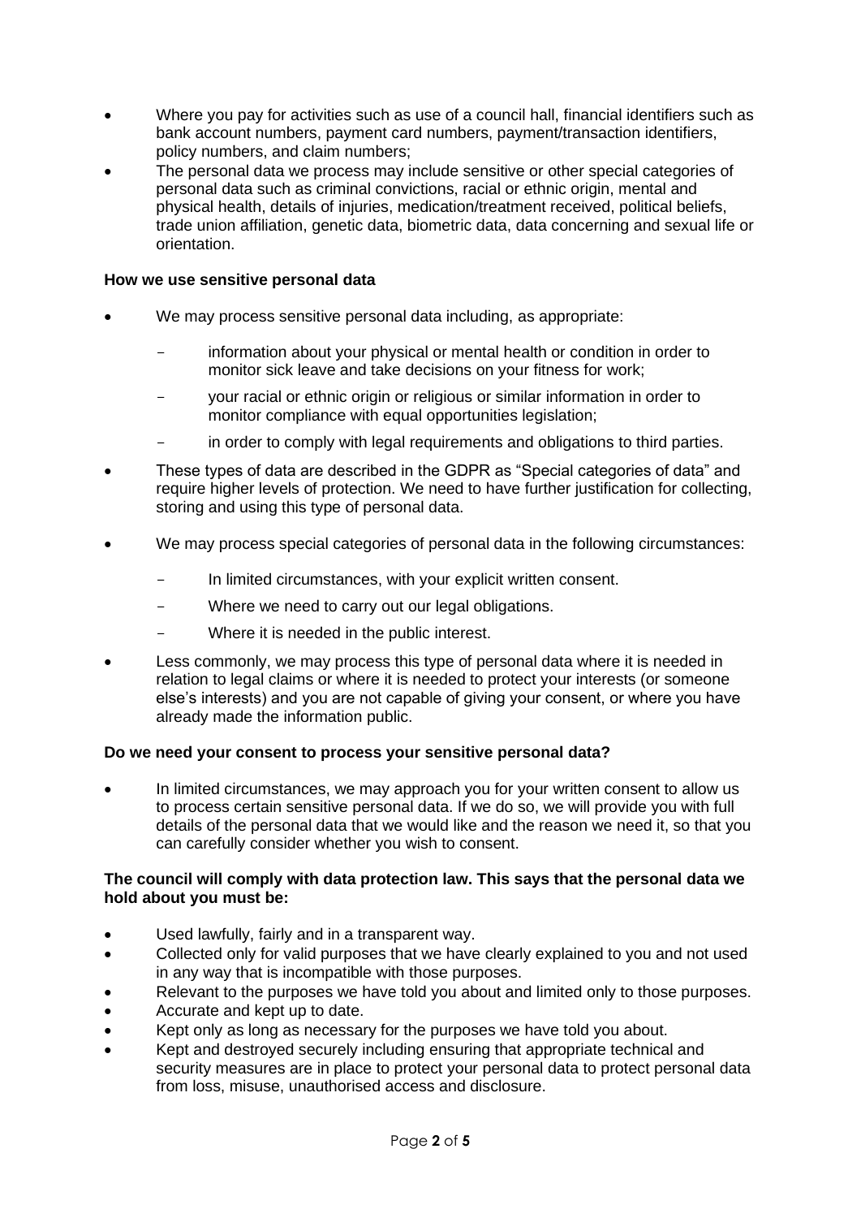- Where you pay for activities such as use of a council hall, financial identifiers such as bank account numbers, payment card numbers, payment/transaction identifiers, policy numbers, and claim numbers;
- The personal data we process may include sensitive or other special categories of personal data such as criminal convictions, racial or ethnic origin, mental and physical health, details of injuries, medication/treatment received, political beliefs, trade union affiliation, genetic data, biometric data, data concerning and sexual life or orientation.

**How we use sensitive personal data**

- We may process sensitive personal data including, as appropriate:
  - information about your physical or mental health or condition in order to monitor sick leave and take decisions on your fitness for work;
  - your racial or ethnic origin or religious or similar information in order to monitor compliance with equal opportunities legislation;
  - in order to comply with legal requirements and obligations to third parties.
- These types of data are described in the GDPR as "Special categories of data" and require higher levels of protection. We need to have further justification for collecting, storing and using this type of personal data.
- We may process special categories of personal data in the following circumstances:
  - In limited circumstances, with your explicit written consent.
  - Where we need to carry out our legal obligations.
  - Where it is needed in the public interest.
- Less commonly, we may process this type of personal data where it is needed in relation to legal claims or where it is needed to protect your interests (or someone else's interests) and you are not capable of giving your consent, or where you have already made the information public.

**Do we need your consent to process your sensitive personal data?**

- In limited circumstances, we may approach you for your written consent to allow us to process certain sensitive personal data. If we do so, we will provide you with full details of the personal data that we would like and the reason we need it, so that you can carefully consider whether you wish to consent.

**The council will comply with data protection law. This says that the personal data we hold about you must be:**

- Used lawfully, fairly and in a transparent way.
- Collected only for valid purposes that we have clearly explained to you and not used in any way that is incompatible with those purposes.
- Relevant to the purposes we have told you about and limited only to those purposes.
- Accurate and kept up to date.
- Kept only as long as necessary for the purposes we have told you about.
- Kept and destroyed securely including ensuring that appropriate technical and security measures are in place to protect your personal data to protect personal data from loss, misuse, unauthorised access and disclosure.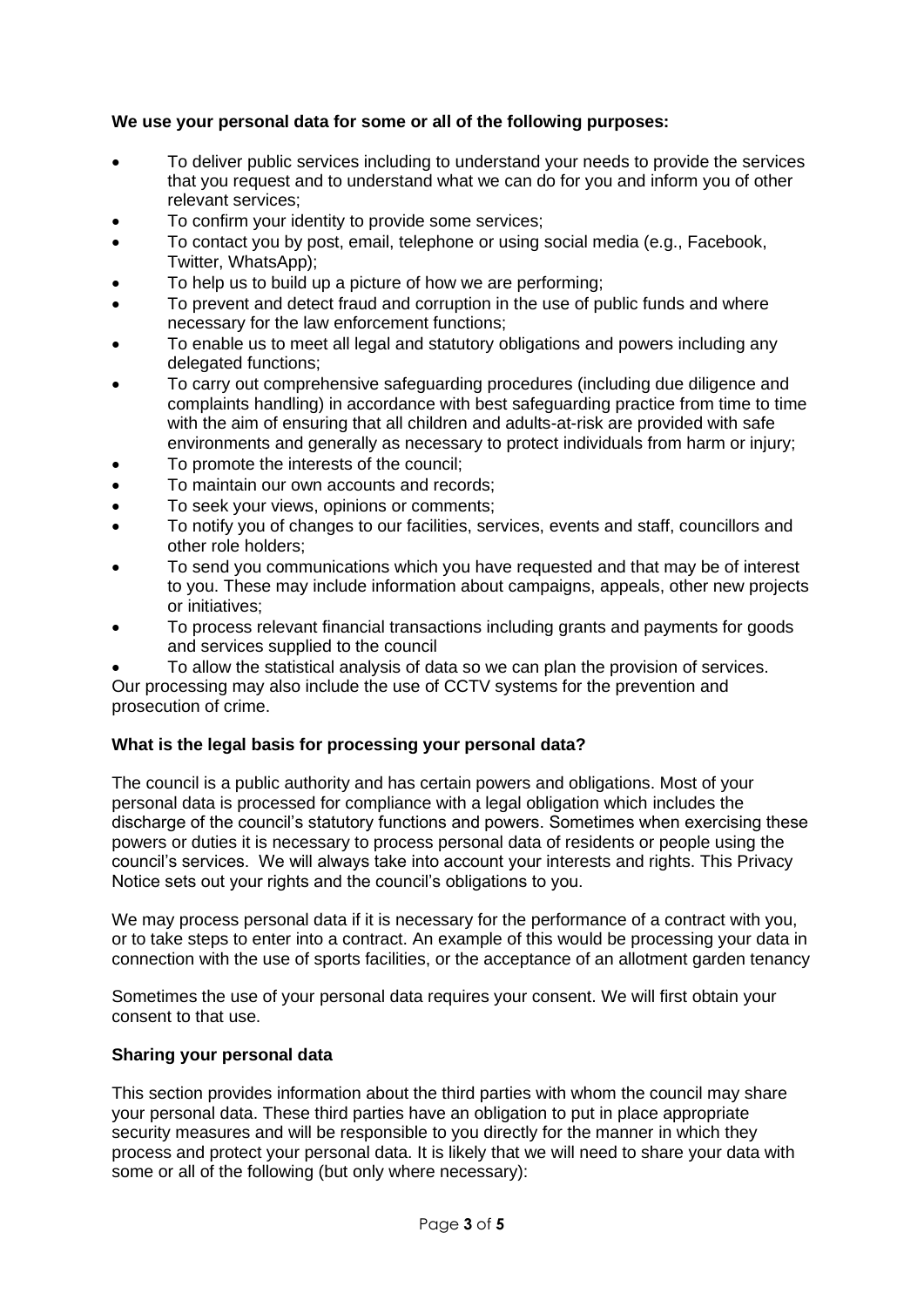**We use your personal data for some or all of the following purposes:**

- To deliver public services including to understand your needs to provide the services that you request and to understand what we can do for you and inform you of other relevant services;
- To confirm your identity to provide some services;
- To contact you by post, email, telephone or using social media (e.g., Facebook, Twitter, WhatsApp);
- To help us to build up a picture of how we are performing;
- To prevent and detect fraud and corruption in the use of public funds and where necessary for the law enforcement functions;
- To enable us to meet all legal and statutory obligations and powers including any delegated functions;
- To carry out comprehensive safeguarding procedures (including due diligence and complaints handling) in accordance with best safeguarding practice from time to time with the aim of ensuring that all children and adults-at-risk are provided with safe environments and generally as necessary to protect individuals from harm or injury;
- To promote the interests of the council;
- To maintain our own accounts and records;
- To seek your views, opinions or comments;
- To notify you of changes to our facilities, services, events and staff, councillors and other role holders;
- To send you communications which you have requested and that may be of interest to you. These may include information about campaigns, appeals, other new projects or initiatives;
- To process relevant financial transactions including grants and payments for goods and services supplied to the council
- To allow the statistical analysis of data so we can plan the provision of services.

Our processing may also include the use of CCTV systems for the prevention and prosecution of crime.

**What is the legal basis for processing your personal data?**

The council is a public authority and has certain powers and obligations. Most of your personal data is processed for compliance with a legal obligation which includes the discharge of the council's statutory functions and powers. Sometimes when exercising these powers or duties it is necessary to process personal data of residents or people using the council's services. We will always take into account your interests and rights. This Privacy Notice sets out your rights and the council's obligations to you.

We may process personal data if it is necessary for the performance of a contract with you, or to take steps to enter into a contract. An example of this would be processing your data in connection with the use of sports facilities, or the acceptance of an allotment garden tenancy

Sometimes the use of your personal data requires your consent. We will first obtain your consent to that use.

**Sharing your personal data**

This section provides information about the third parties with whom the council may share your personal data. These third parties have an obligation to put in place appropriate security measures and will be responsible to you directly for the manner in which they process and protect your personal data. It is likely that we will need to share your data with some or all of the following (but only where necessary):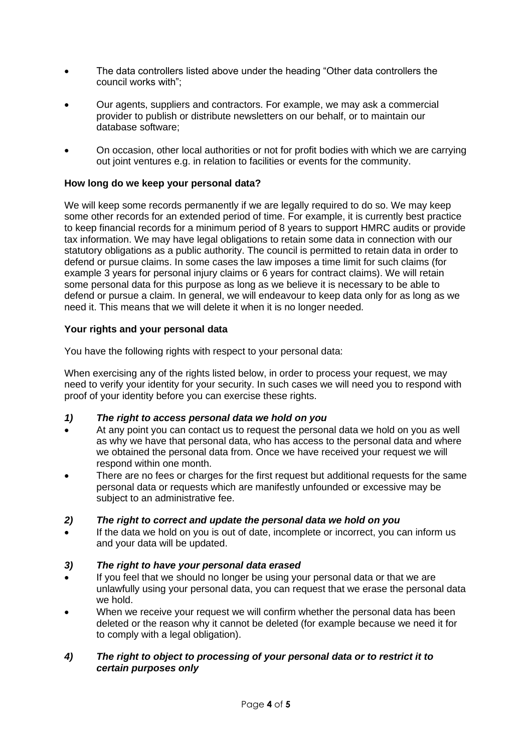- The data controllers listed above under the heading "Other data controllers the council works with";
- Our agents, suppliers and contractors. For example, we may ask a commercial provider to publish or distribute newsletters on our behalf, or to maintain our database software;
- On occasion, other local authorities or not for profit bodies with which we are carrying out joint ventures e.g. in relation to facilities or events for the community.

**How long do we keep your personal data?**

We will keep some records permanently if we are legally required to do so. We may keep some other records for an extended period of time. For example, it is currently best practice to keep financial records for a minimum period of 8 years to support HMRC audits or provide tax information. We may have legal obligations to retain some data in connection with our statutory obligations as a public authority. The council is permitted to retain data in order to defend or pursue claims. In some cases the law imposes a time limit for such claims (for example 3 years for personal injury claims or 6 years for contract claims). We will retain some personal data for this purpose as long as we believe it is necessary to be able to defend or pursue a claim. In general, we will endeavour to keep data only for as long as we need it. This means that we will delete it when it is no longer needed.

**Your rights and your personal data**

You have the following rights with respect to your personal data:

When exercising any of the rights listed below, in order to process your request, we may need to verify your identity for your security. In such cases we will need you to respond with proof of your identity before you can exercise these rights.

***1) The right to access personal data we hold on you***

- At any point you can contact us to request the personal data we hold on you as well as why we have that personal data, who has access to the personal data and where we obtained the personal data from. Once we have received your request we will respond within one month.
- There are no fees or charges for the first request but additional requests for the same personal data or requests which are manifestly unfounded or excessive may be subject to an administrative fee.

***2) The right to correct and update the personal data we hold on you***

- If the data we hold on you is out of date, incomplete or incorrect, you can inform us and your data will be updated.

***3) The right to have your personal data erased***

- If you feel that we should no longer be using your personal data or that we are unlawfully using your personal data, you can request that we erase the personal data we hold.
- When we receive your request we will confirm whether the personal data has been deleted or the reason why it cannot be deleted (for example because we need it for to comply with a legal obligation).

***4) The right to object to processing of your personal data or to restrict it to certain purposes only***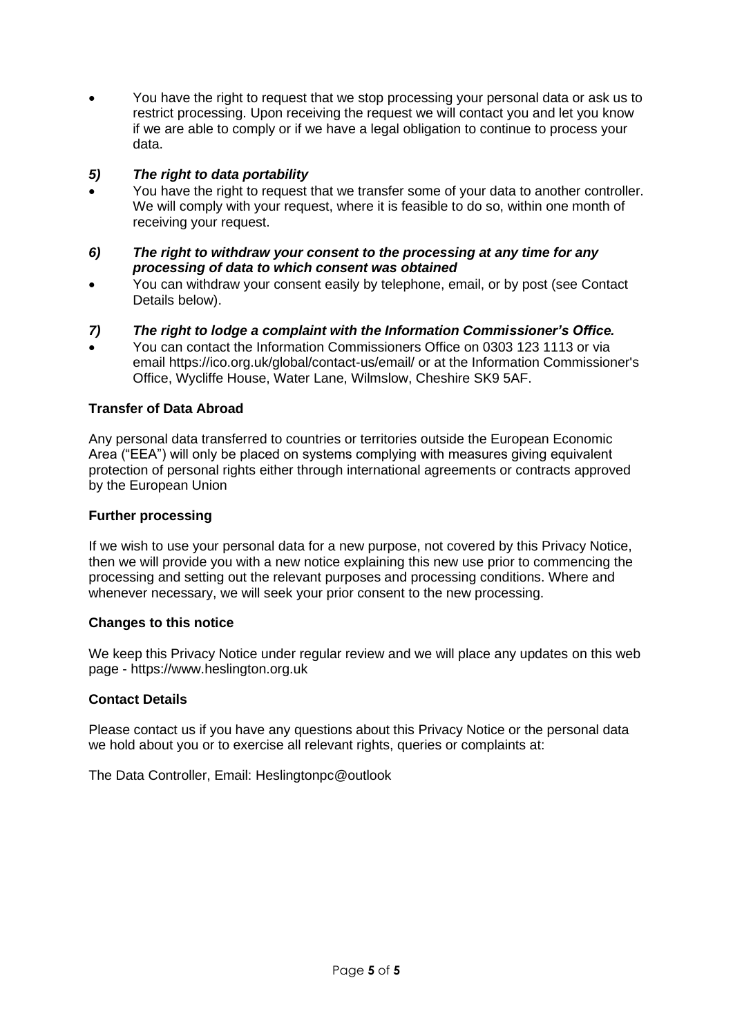- You have the right to request that we stop processing your personal data or ask us to restrict processing. Upon receiving the request we will contact you and let you know if we are able to comply or if we have a legal obligation to continue to process your data.

***5) The right to data portability***

- You have the right to request that we transfer some of your data to another controller. We will comply with your request, where it is feasible to do so, within one month of receiving your request.

***6) The right to withdraw your consent to the processing at any time for any processing of data to which consent was obtained***

- You can withdraw your consent easily by telephone, email, or by post (see Contact Details below).

***7) The right to lodge a complaint with the Information Commissioner's Office.***

- You can contact the Information Commissioners Office on 0303 123 1113 or via email https://ico.org.uk/global/contact-us/email/ or at the Information Commissioner's Office, Wycliffe House, Water Lane, Wilmslow, Cheshire SK9 5AF.

**Transfer of Data Abroad**

Any personal data transferred to countries or territories outside the European Economic Area ("EEA") will only be placed on systems complying with measures giving equivalent protection of personal rights either through international agreements or contracts approved by the European Union

**Further processing**

If we wish to use your personal data for a new purpose, not covered by this Privacy Notice, then we will provide you with a new notice explaining this new use prior to commencing the processing and setting out the relevant purposes and processing conditions. Where and whenever necessary, we will seek your prior consent to the new processing.

**Changes to this notice**

We keep this Privacy Notice under regular review and we will place any updates on this web page - https://www.heslington.org.uk

**Contact Details**

Please contact us if you have any questions about this Privacy Notice or the personal data we hold about you or to exercise all relevant rights, queries or complaints at:

The Data Controller, Email: Heslingtonpc@outlook